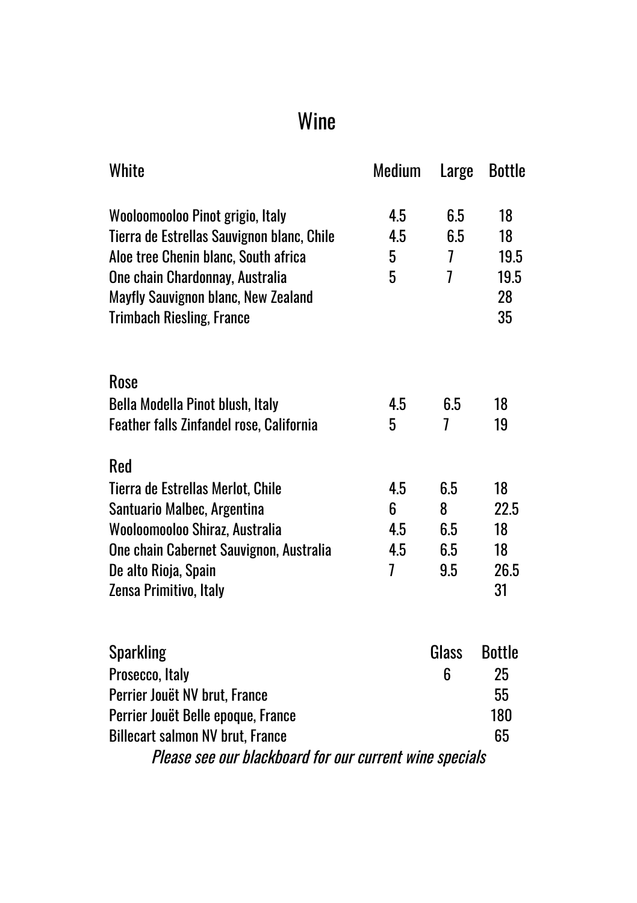# Wine

| White | Medium | Large | Bottle |
| --- | --- | --- | --- |
| Wooloomooloo Pinot grigio, Italy | 4.5 | 6.5 | 18 |
| Tierra de Estrellas Sauvignon blanc, Chile | 4.5 | 6.5 | 18 |
| Aloe tree Chenin blanc, South africa | 5 | 7 | 19.5 |
| One chain Chardonnay, Australia | 5 | 7 | 19.5 |
| Mayfly Sauvignon blanc, New Zealand | | | 28 |
| Trimbach Riesling, France | | | 35 |

| Rose | Medium | Large | Bottle |
| --- | --- | --- | --- |
| Bella Modella Pinot blush, Italy | 4.5 | 6.5 | 18 |
| Feather falls Zinfandel rose, California | 5 | 7 | 19 |

| Red | Medium | Large | Bottle |
| --- | --- | --- | --- |
| Tierra de Estrellas Merlot, Chile | 4.5 | 6.5 | 18 |
| Santuario Malbec, Argentina | 6 | 8 | 22.5 |
| Wooloomooloo Shiraz, Australia | 4.5 | 6.5 | 18 |
| One chain Cabernet Sauvignon, Australia | 4.5 | 6.5 | 18 |
| De alto Rioja, Spain | 7 | 9.5 | 26.5 |
| Zensa Primitivo, Italy | | | 31 |

| Sparkling | Glass | Bottle |
| --- | --- | --- |
| Prosecco, Italy | 6 | 25 |
| Perrier Jouët NV brut, France | | 55 |
| Perrier Jouët Belle epoque, France | | 180 |
| Billecart salmon NV brut, France | | 65 |

*Please see our blackboard for our current wine specials*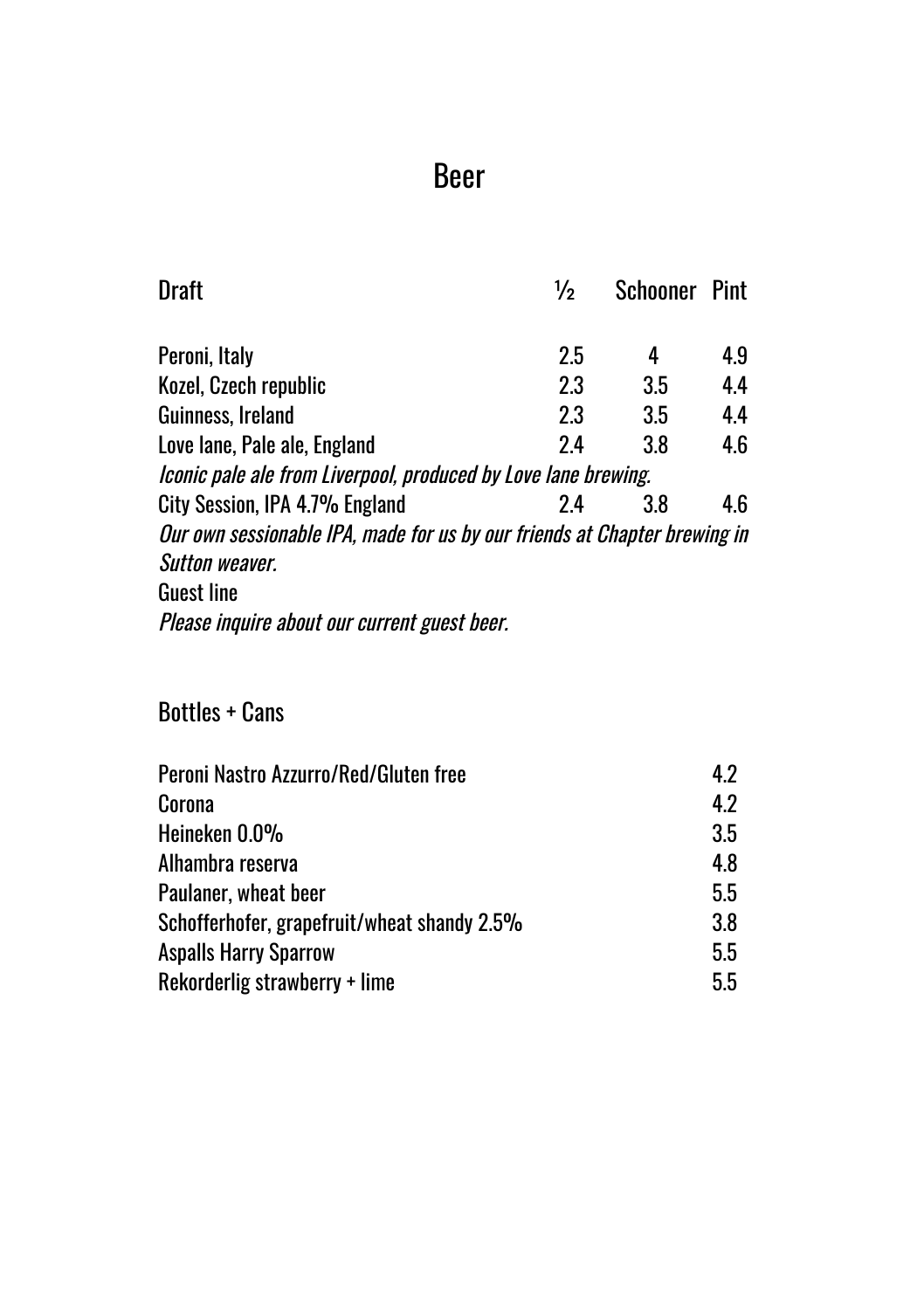# Beer

| Draft | ½ | Schooner | Pint |
|---|---|---|---|
| Peroni, Italy | 2.5 | 4 | 4.9 |
| Kozel, Czech republic | 2.3 | 3.5 | 4.4 |
| Guinness, Ireland | 2.3 | 3.5 | 4.4 |
| Love lane, Pale ale, England | 2.4 | 3.8 | 4.6 |
| *Iconic pale ale from Liverpool, produced by Love lane brewing.* | | | |
| City Session, IPA 4.7% England | 2.4 | 3.8 | 4.6 |
| *Our own sessionable IPA, made for us by our friends at Chapter brewing in Sutton weaver.* | | | |
| Guest line | | | |
| *Please inquire about our current guest beer.* | | | |

## Bottles + Cans

| | |
|---|---|
| Peroni Nastro Azzurro/Red/Gluten free | 4.2 |
| Corona | 4.2 |
| Heineken 0.0% | 3.5 |
| Alhambra reserva | 4.8 |
| Paulaner, wheat beer | 5.5 |
| Schofferhofer, grapefruit/wheat shandy 2.5% | 3.8 |
| Aspalls Harry Sparrow | 5.5 |
| Rekorderlig strawberry + lime | 5.5 |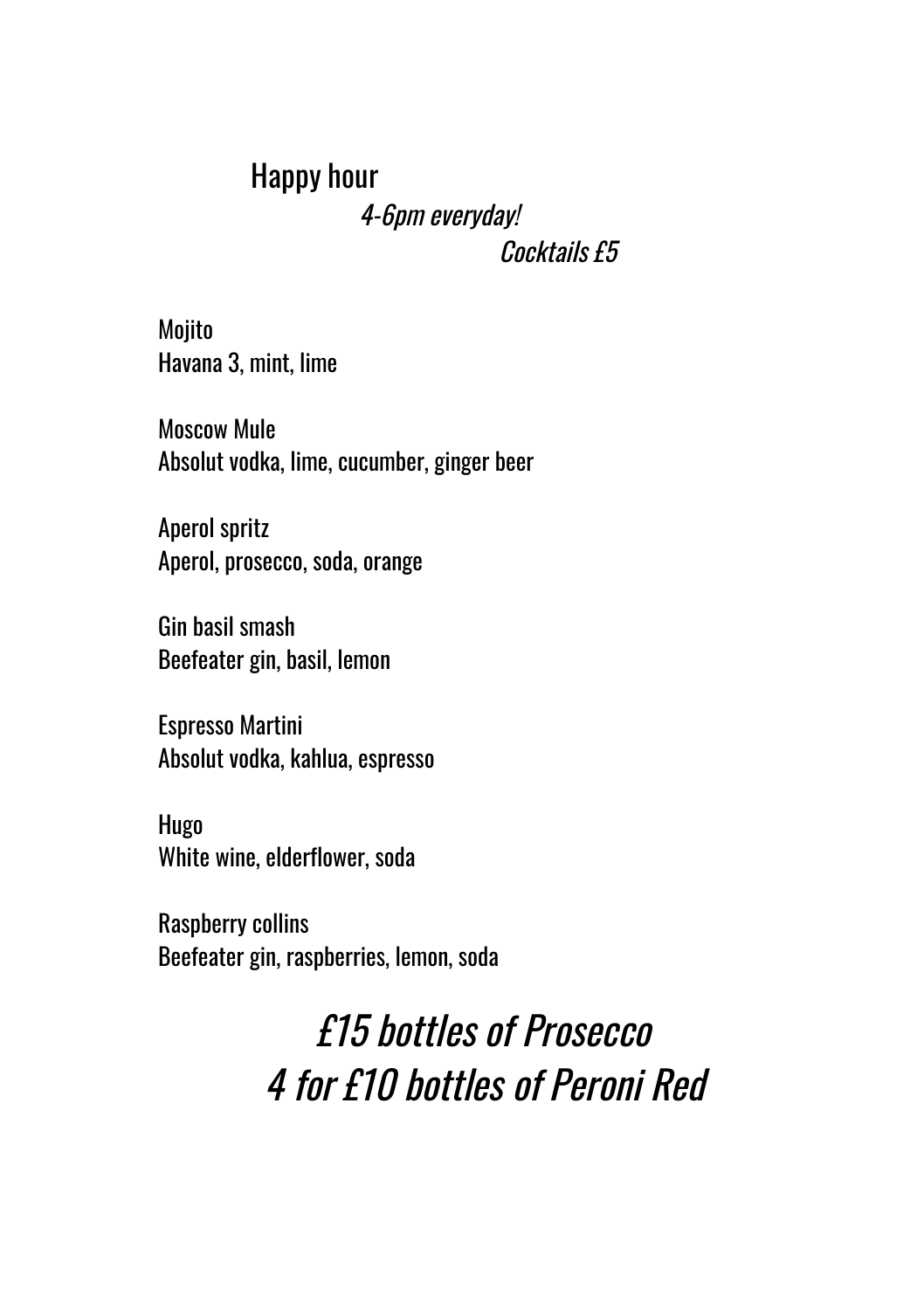# Happy hour

*4-6pm everyday!*

*Cocktails £5*

Mojito
Havana 3, mint, lime

Moscow Mule
Absolut vodka, lime, cucumber, ginger beer

Aperol spritz
Aperol, prosecco, soda, orange

Gin basil smash
Beefeater gin, basil, lemon

Espresso Martini
Absolut vodka, kahlua, espresso

Hugo
White wine, elderflower, soda

Raspberry collins
Beefeater gin, raspberries, lemon, soda

*£15 bottles of Prosecco*

*4 for £10 bottles of Peroni Red*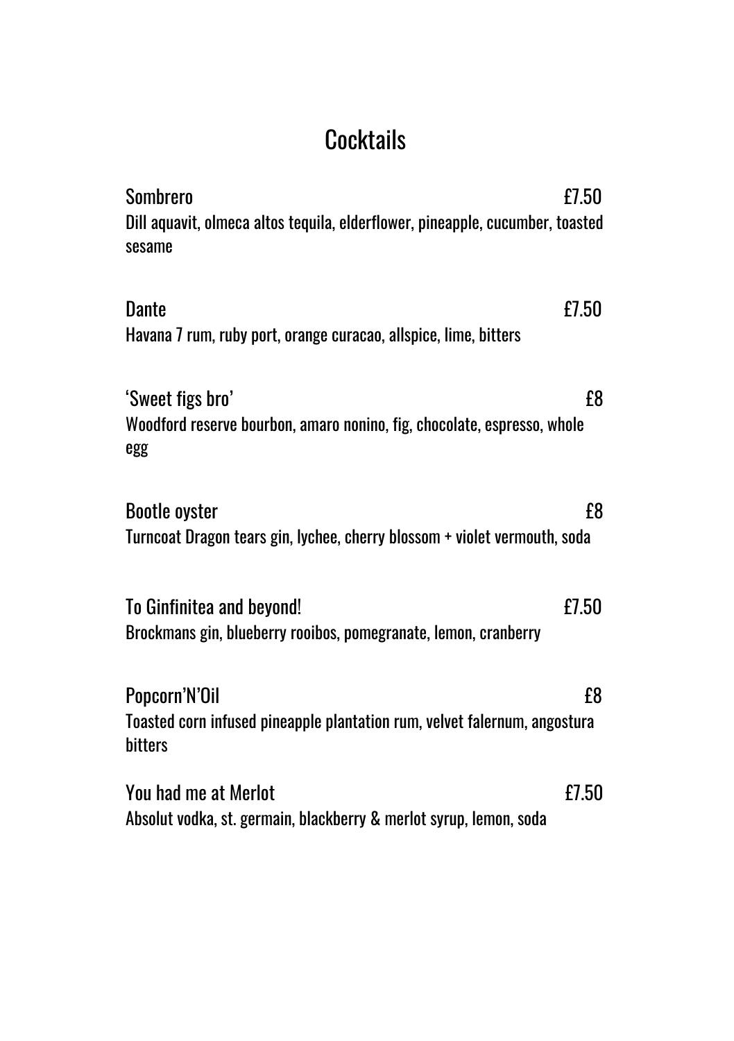# Cocktails

**Sombrero** £7.50

Dill aquavit, olmeca altos tequila, elderflower, pineapple, cucumber, toasted sesame

**Dante** £7.50

Havana 7 rum, ruby port, orange curacao, allspice, lime, bitters

**'Sweet figs bro'** £8

Woodford reserve bourbon, amaro nonino, fig, chocolate, espresso, whole egg

**Bootle oyster** £8

Turncoat Dragon tears gin, lychee, cherry blossom + violet vermouth, soda

**To Ginfinitea and beyond!** £7.50

Brockmans gin, blueberry rooibos, pomegranate, lemon, cranberry

**Popcorn'N'Oil** £8

Toasted corn infused pineapple plantation rum, velvet falernum, angostura bitters

**You had me at Merlot** £7.50

Absolut vodka, st. germain, blackberry & merlot syrup, lemon, soda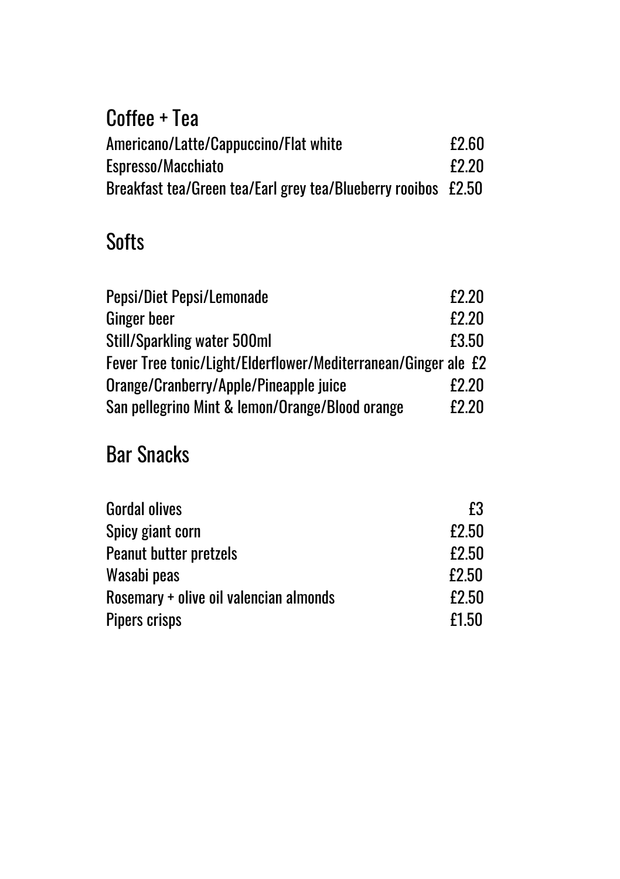## Coffee + Tea

| | |
|---|---|
| Americano/Latte/Cappuccino/Flat white | £2.60 |
| Espresso/Macchiato | £2.20 |
| Breakfast tea/Green tea/Earl grey tea/Blueberry rooibos | £2.50 |

## Softs

| | |
|---|---|
| Pepsi/Diet Pepsi/Lemonade | £2.20 |
| Ginger beer | £2.20 |
| Still/Sparkling water 500ml | £3.50 |
| Fever Tree tonic/Light/Elderflower/Mediterranean/Ginger ale | £2 |
| Orange/Cranberry/Apple/Pineapple juice | £2.20 |
| San pellegrino Mint & lemon/Orange/Blood orange | £2.20 |

## Bar Snacks

| | |
|---|---|
| Gordal olives | £3 |
| Spicy giant corn | £2.50 |
| Peanut butter pretzels | £2.50 |
| Wasabi peas | £2.50 |
| Rosemary + olive oil valencian almonds | £2.50 |
| Pipers crisps | £1.50 |